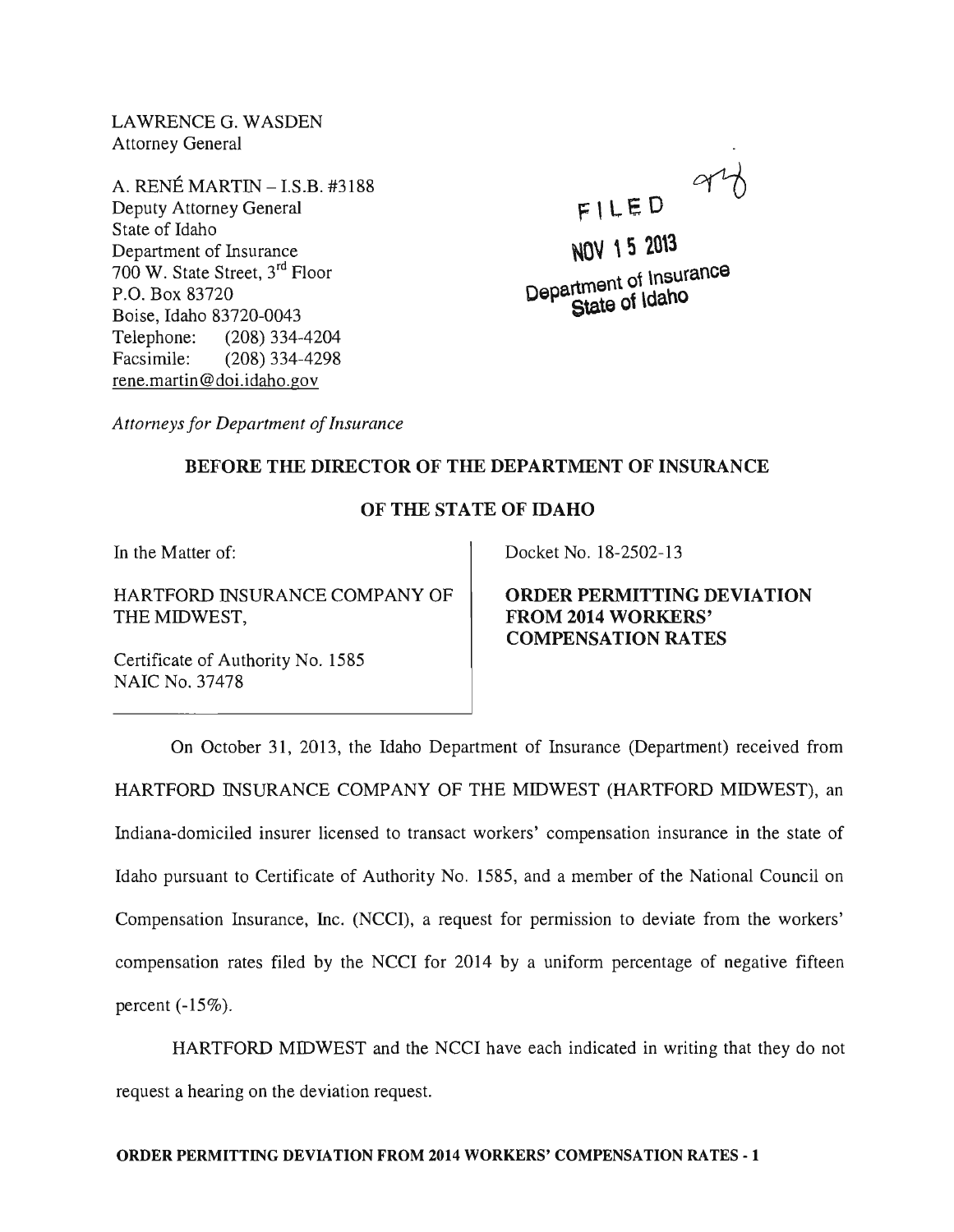LAWRENCE G. WASDEN
Attorney General

A. RENÉ MARTIN – I.S.B. #3188
Deputy Attorney General
State of Idaho
Department of Insurance
700 W. State Street, 3rd Floor
P.O. Box 83720
Boise, Idaho 83720-0043
Telephone: (208) 334-4204
Facsimile: (208) 334-4298
rene.martin@doi.idaho.gov

FILED
NOV 15 2013
Department of Insurance
State of Idaho

*Attorneys for Department of Insurance*

**BEFORE THE DIRECTOR OF THE DEPARTMENT OF INSURANCE**

**OF THE STATE OF IDAHO**

In the Matter of:

HARTFORD INSURANCE COMPANY OF THE MIDWEST,

Certificate of Authority No. 1585
NAIC No. 37478

Docket No. 18-2502-13

**ORDER PERMITTING DEVIATION FROM 2014 WORKERS' COMPENSATION RATES**

On October 31, 2013, the Idaho Department of Insurance (Department) received from HARTFORD INSURANCE COMPANY OF THE MIDWEST (HARTFORD MIDWEST), an Indiana-domiciled insurer licensed to transact workers' compensation insurance in the state of Idaho pursuant to Certificate of Authority No. 1585, and a member of the National Council on Compensation Insurance, Inc. (NCCI), a request for permission to deviate from the workers' compensation rates filed by the NCCI for 2014 by a uniform percentage of negative fifteen percent (-15%).

HARTFORD MIDWEST and the NCCI have each indicated in writing that they do not request a hearing on the deviation request.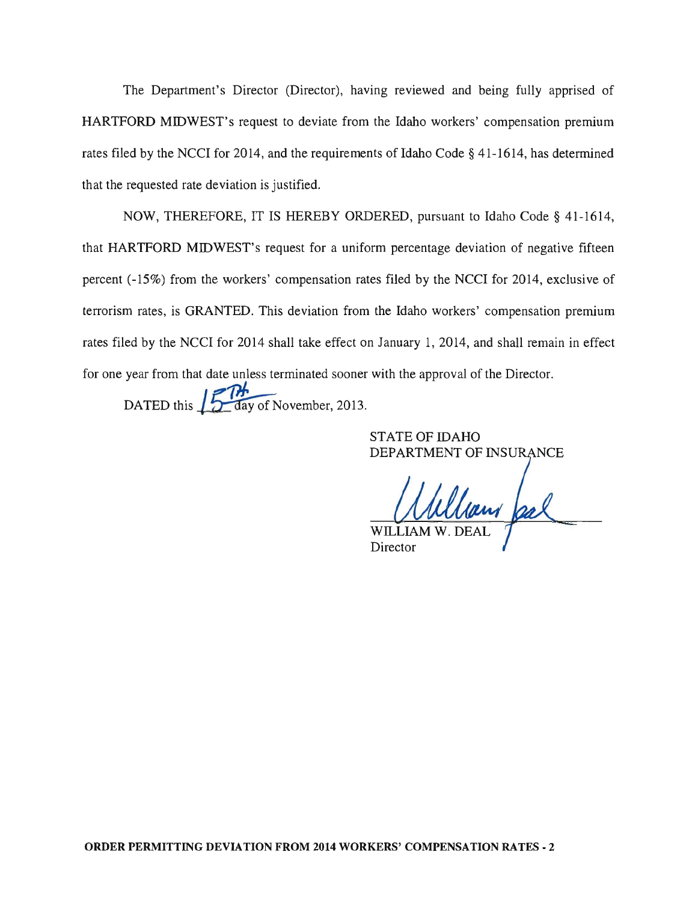The Department's Director (Director), having reviewed and being fully apprised of HARTFORD MIDWEST's request to deviate from the Idaho workers' compensation premium rates filed by the NCCI for 2014, and the requirements of Idaho Code § 41-1614, has determined that the requested rate deviation is justified.

NOW, THEREFORE, IT IS HEREBY ORDERED, pursuant to Idaho Code § 41-1614, that HARTFORD MIDWEST's request for a uniform percentage deviation of negative fifteen percent (-15%) from the workers' compensation rates filed by the NCCI for 2014, exclusive of terrorism rates, is GRANTED. This deviation from the Idaho workers' compensation premium rates filed by the NCCI for 2014 shall take effect on January 1, 2014, and shall remain in effect for one year from that date unless terminated sooner with the approval of the Director.

DATED this 15th day of November, 2013.

STATE OF IDAHO
DEPARTMENT OF INSURANCE

WILLIAM W. DEAL
Director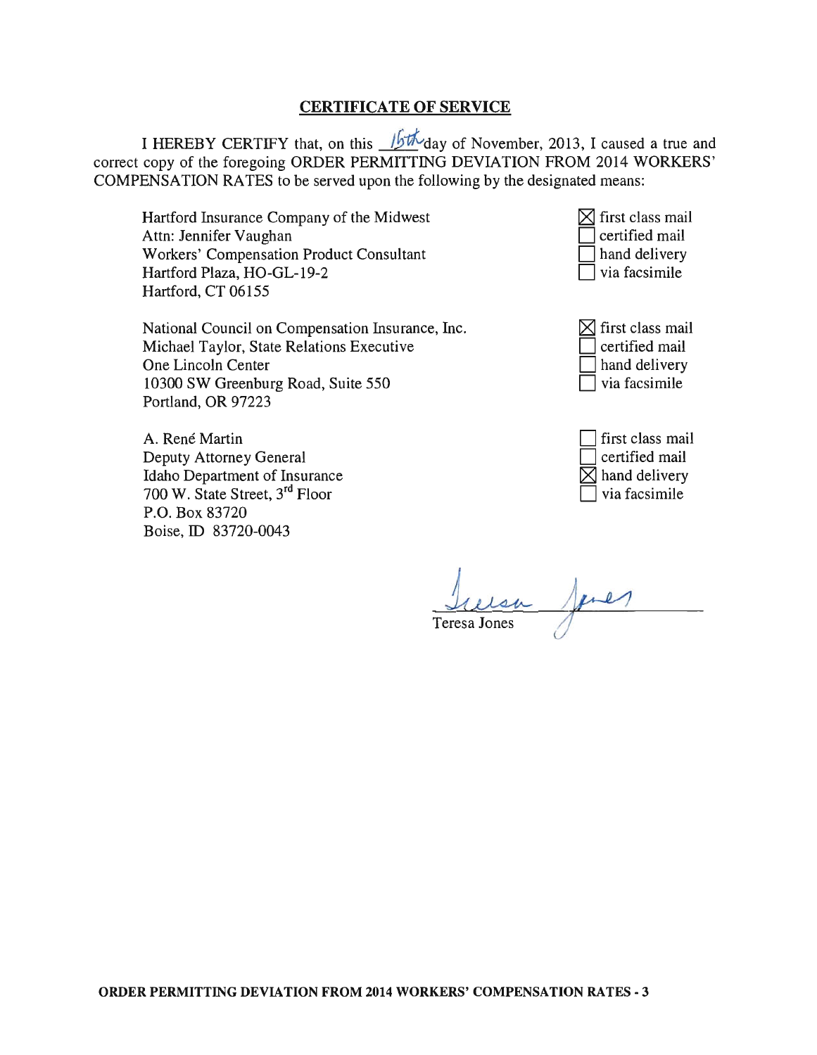## CERTIFICATE OF SERVICE

I HEREBY CERTIFY that, on this 15th day of November, 2013, I caused a true and correct copy of the foregoing ORDER PERMITTING DEVIATION FROM 2014 WORKERS' COMPENSATION RATES to be served upon the following by the designated means:

| | |
|---|---|
| Hartford Insurance Company of the Midwest<br>Attn: Jennifer Vaughan<br>Workers' Compensation Product Consultant<br>Hartford Plaza, HO-GL-19-2<br>Hartford, CT 06155 | ☒ first class mail<br>☐ certified mail<br>☐ hand delivery<br>☐ via facsimile |
| National Council on Compensation Insurance, Inc.<br>Michael Taylor, State Relations Executive<br>One Lincoln Center<br>10300 SW Greenburg Road, Suite 550<br>Portland, OR 97223 | ☒ first class mail<br>☐ certified mail<br>☐ hand delivery<br>☐ via facsimile |
| A. René Martin<br>Deputy Attorney General<br>Idaho Department of Insurance<br>700 W. State Street, 3rd Floor<br>P.O. Box 83720<br>Boise, ID 83720-0043 | ☐ first class mail<br>☐ certified mail<br>☒ hand delivery<br>☐ via facsimile |

Teresa Jones